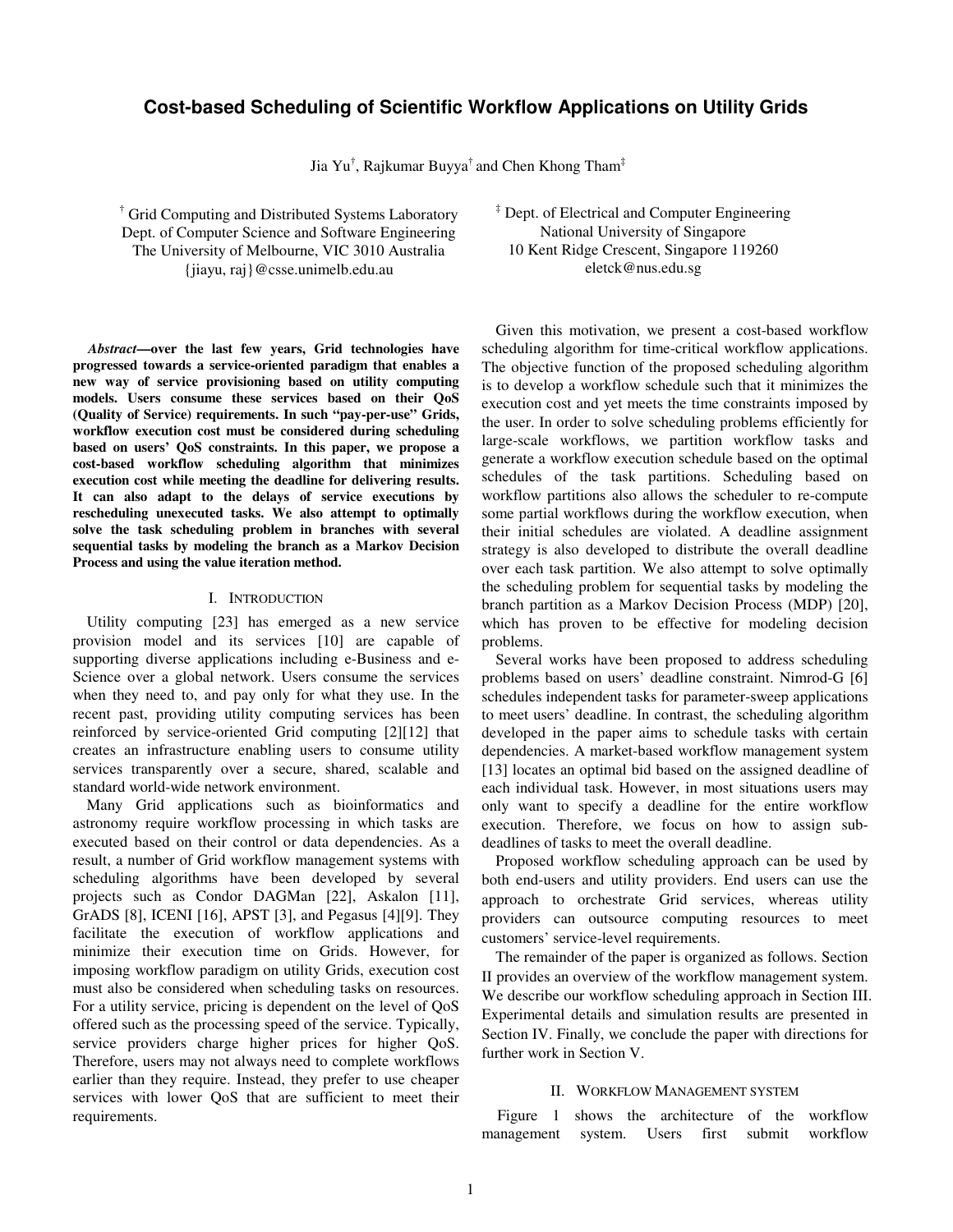# Cost-based Scheduling of Scientific Workflow Applications on Utility Grids

Jia Yu[†], Rajkumar Buyya[†] and Chen Khong Tham[‡]

[†] Grid Computing and Distributed Systems Laboratory
Dept. of Computer Science and Software Engineering
The University of Melbourne, VIC 3010 Australia
{jiayu, raj}@csse.unimelb.edu.au

[‡] Dept. of Electrical and Computer Engineering
National University of Singapore
10 Kent Ridge Crescent, Singapore 119260
eletck@nus.edu.sg

***Abstract*—over the last few years, Grid technologies have progressed towards a service-oriented paradigm that enables a new way of service provisioning based on utility computing models. Users consume these services based on their QoS (Quality of Service) requirements. In such "pay-per-use" Grids, workflow execution cost must be considered during scheduling based on users' QoS constraints. In this paper, we propose a cost-based workflow scheduling algorithm that minimizes execution cost while meeting the deadline for delivering results. It can also adapt to the delays of service executions by rescheduling unexecuted tasks. We also attempt to optimally solve the task scheduling problem in branches with several sequential tasks by modeling the branch as a Markov Decision Process and using the value iteration method.**

## I. Introduction

Utility computing [23] has emerged as a new service provision model and its services [10] are capable of supporting diverse applications including e-Business and e-Science over a global network. Users consume the services when they need to, and pay only for what they use. In the recent past, providing utility computing services has been reinforced by service-oriented Grid computing [2][12] that creates an infrastructure enabling users to consume utility services transparently over a secure, shared, scalable and standard world-wide network environment.

Many Grid applications such as bioinformatics and astronomy require workflow processing in which tasks are executed based on their control or data dependencies. As a result, a number of Grid workflow management systems with scheduling algorithms have been developed by several projects such as Condor DAGMan [22], Askalon [11], GrADS [8], ICENI [16], APST [3], and Pegasus [4][9]. They facilitate the execution of workflow applications and minimize their execution time on Grids. However, for imposing workflow paradigm on utility Grids, execution cost must also be considered when scheduling tasks on resources. For a utility service, pricing is dependent on the level of QoS offered such as the processing speed of the service. Typically, service providers charge higher prices for higher QoS. Therefore, users may not always need to complete workflows earlier than they require. Instead, they prefer to use cheaper services with lower QoS that are sufficient to meet their requirements.

Given this motivation, we present a cost-based workflow scheduling algorithm for time-critical workflow applications. The objective function of the proposed scheduling algorithm is to develop a workflow schedule such that it minimizes the execution cost and yet meets the time constraints imposed by the user. In order to solve scheduling problems efficiently for large-scale workflows, we partition workflow tasks and generate a workflow execution schedule based on the optimal schedules of the task partitions. Scheduling based on workflow partitions also allows the scheduler to re-compute some partial workflows during the workflow execution, when their initial schedules are violated. A deadline assignment strategy is also developed to distribute the overall deadline over each task partition. We also attempt to solve optimally the scheduling problem for sequential tasks by modeling the branch partition as a Markov Decision Process (MDP) [20], which has proven to be effective for modeling decision problems.

Several works have been proposed to address scheduling problems based on users' deadline constraint. Nimrod-G [6] schedules independent tasks for parameter-sweep applications to meet users' deadline. In contrast, the scheduling algorithm developed in the paper aims to schedule tasks with certain dependencies. A market-based workflow management system [13] locates an optimal bid based on the assigned deadline of each individual task. However, in most situations users may only want to specify a deadline for the entire workflow execution. Therefore, we focus on how to assign sub-deadlines of tasks to meet the overall deadline.

Proposed workflow scheduling approach can be used by both end-users and utility providers. End users can use the approach to orchestrate Grid services, whereas utility providers can outsource computing resources to meet customers' service-level requirements.

The remainder of the paper is organized as follows. Section II provides an overview of the workflow management system. We describe our workflow scheduling approach in Section III. Experimental details and simulation results are presented in Section IV. Finally, we conclude the paper with directions for further work in Section V.

## II. Workflow Management system

Figure 1 shows the architecture of the workflow management system. Users first submit workflow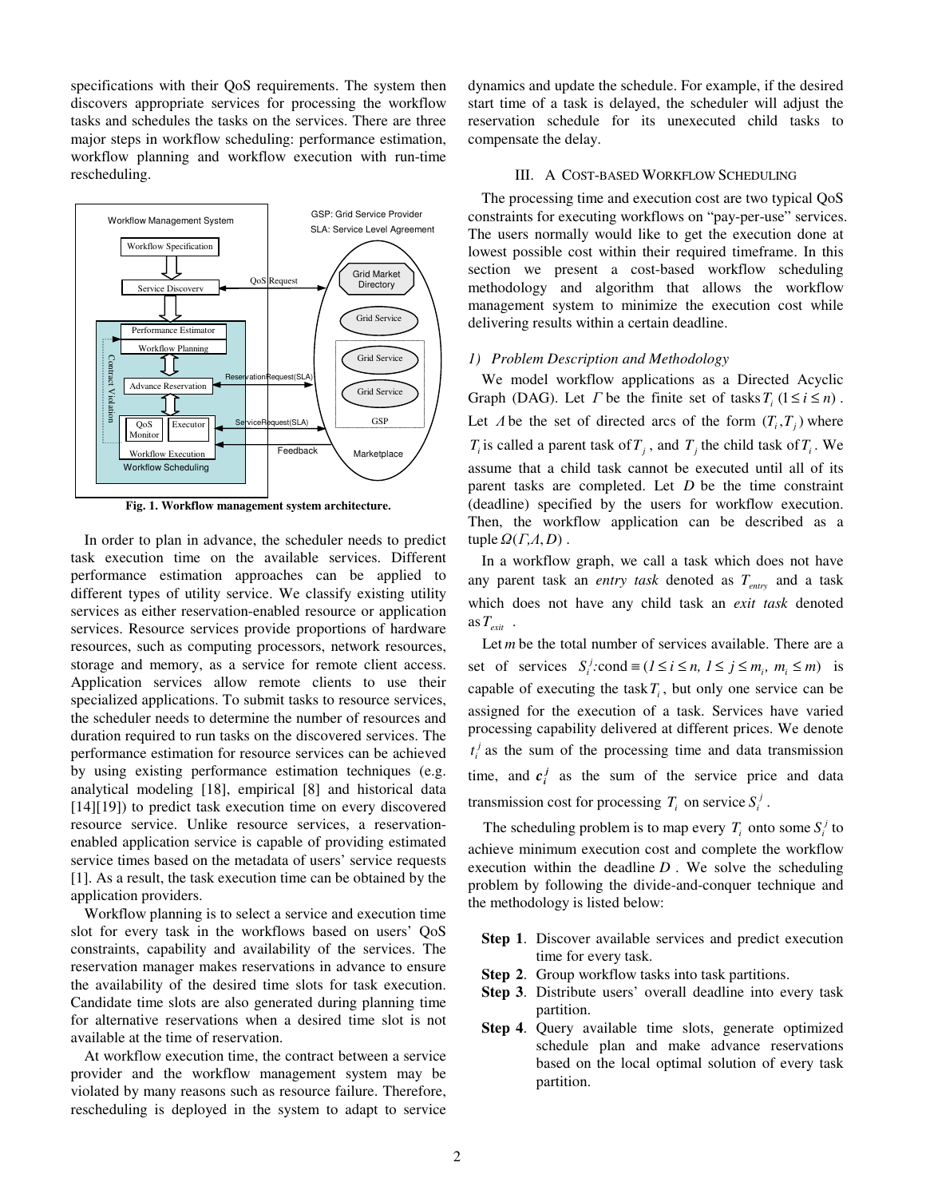specifications with their QoS requirements. The system then discovers appropriate services for processing the workflow tasks and schedules the tasks on the services. There are three major steps in workflow scheduling: performance estimation, workflow planning and workflow execution with run-time rescheduling.

Workflow Management System

Workflow Specification

Service Discovery

QoS Request

Performance Estimator

Workflow Planning

Contract Violation

Advance Reservation

ReservationRequest(SLA)

QoS Monitor

Executor

ServiceRequest(SLA)

Feedback

Workflow Execution

Workflow Scheduling

GSP: Grid Service Provider

SLA: Service Level Agreement

Grid Market Directory

Grid Service

Grid Service

Grid Service

GSP

Marketplace

**Fig. 1. Workflow management system architecture.**

In order to plan in advance, the scheduler needs to predict task execution time on the available services. Different performance estimation approaches can be applied to different types of utility service. We classify existing utility services as either reservation-enabled resource or application services. Resource services provide proportions of hardware resources, such as computing processors, network resources, storage and memory, as a service for remote client access. Application services allow remote clients to use their specialized applications. To submit tasks to resource services, the scheduler needs to determine the number of resources and duration required to run tasks on the discovered services. The performance estimation for resource services can be achieved by using existing performance estimation techniques (e.g. analytical modeling [18], empirical [8] and historical data [14][19]) to predict task execution time on every discovered resource service. Unlike resource services, a reservation-enabled application service is capable of providing estimated service times based on the metadata of users' service requests [1]. As a result, the task execution time can be obtained by the application providers.

Workflow planning is to select a service and execution time slot for every task in the workflows based on users' QoS constraints, capability and availability of the services. The reservation manager makes reservations in advance to ensure the availability of the desired time slots for task execution. Candidate time slots are also generated during planning time for alternative reservations when a desired time slot is not available at the time of reservation.

At workflow execution time, the contract between a service provider and the workflow management system may be violated by many reasons such as resource failure. Therefore, rescheduling is deployed in the system to adapt to service dynamics and update the schedule. For example, if the desired start time of a task is delayed, the scheduler will adjust the reservation schedule for its unexecuted child tasks to compensate the delay.

## III. A Cost-based Workflow Scheduling

The processing time and execution cost are two typical QoS constraints for executing workflows on "pay-per-use" services. The users normally would like to get the execution done at lowest possible cost within their required timeframe. In this section we present a cost-based workflow scheduling methodology and algorithm that allows the workflow management system to minimize the execution cost while delivering results within a certain deadline.

### *1) Problem Description and Methodology*

We model workflow applications as a Directed Acyclic Graph (DAG). Let $\Gamma$ be the finite set of tasks $T_i$ $(1 \le i \le n)$. Let $\Lambda$ be the set of directed arcs of the form $(T_i, T_j)$ where $T_i$ is called a parent task of $T_j$, and $T_j$ the child task of $T_i$. We assume that a child task cannot be executed until all of its parent tasks are completed. Let $D$ be the time constraint (deadline) specified by the users for workflow execution. Then, the workflow application can be described as a tuple $\Omega(\Gamma, \Lambda, D)$.

In a workflow graph, we call a task which does not have any parent task an *entry task* denoted as $T_{entry}$ and a task which does not have any child task an *exit task* denoted as $T_{exit}$.

Let $m$ be the total number of services available. There are a set of services $S_i^j$:cond $\equiv (1 \le i \le n,\ 1 \le j \le m_i,\ m_i \le m)$ is capable of executing the task $T_i$, but only one service can be assigned for the execution of a task. Services have varied processing capability delivered at different prices. We denote $t_i^j$ as the sum of the processing time and data transmission time, and $c_i^j$ as the sum of the service price and data transmission cost for processing $T_i$ on service $S_i^j$.

The scheduling problem is to map every $T_i$ onto some $S_i^j$ to achieve minimum execution cost and complete the workflow execution within the deadline $D$. We solve the scheduling problem by following the divide-and-conquer technique and the methodology is listed below:

- **Step 1**. Discover available services and predict execution time for every task.
- **Step 2**. Group workflow tasks into task partitions.
- **Step 3**. Distribute users' overall deadline into every task partition.
- **Step 4**. Query available time slots, generate optimized schedule plan and make advance reservations based on the local optimal solution of every task partition.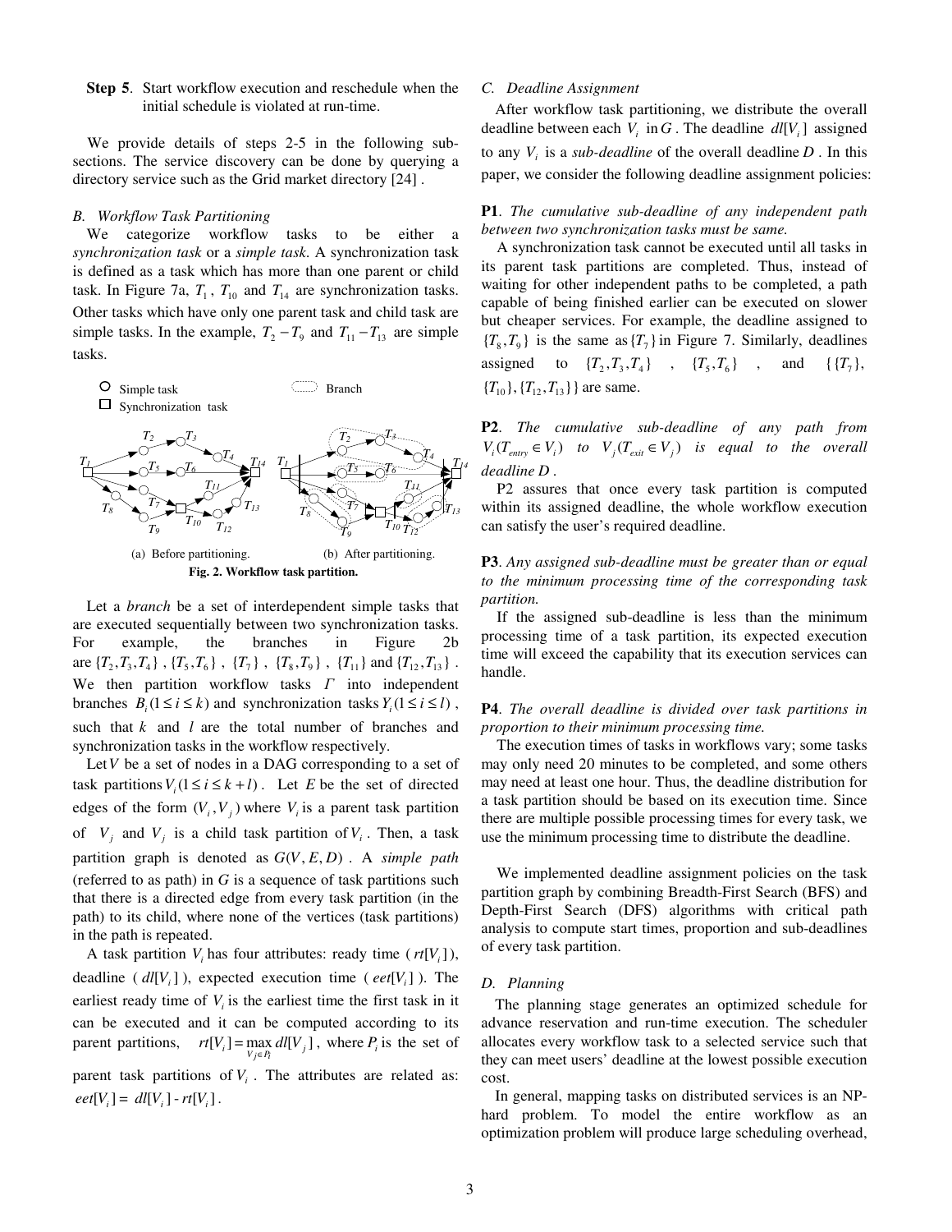**Step 5**. Start workflow execution and reschedule when the initial schedule is violated at run-time.

We provide details of steps 2-5 in the following sub-sections. The service discovery can be done by querying a directory service such as the Grid market directory [24] .

### B. Workflow Task Partitioning

We categorize workflow tasks to be either a *synchronization task* or a *simple task*. A synchronization task is defined as a task which has more than one parent or child task. In Figure 7a, $T_1$, $T_{10}$ and $T_{14}$ are synchronization tasks. Other tasks which have only one parent task and child task are simple tasks. In the example, $T_2 - T_9$ and $T_{11} - T_{13}$ are simple tasks.

(a) Before partitioning. (b) After partitioning.

**Fig. 2. Workflow task partition.**

Let a *branch* be a set of interdependent simple tasks that are executed sequentially between two synchronization tasks. For example, the branches in Figure 2b are $\{T_2, T_3, T_4\}$ , $\{T_5, T_6\}$ , $\{T_7\}$ , $\{T_8, T_9\}$ , $\{T_{11}\}$ and $\{T_{12}, T_{13}\}$ . We then partition workflow tasks $\Gamma$ into independent branches $B_i (1 \le i \le k)$ and synchronization tasks $Y_i (1 \le i \le l)$ , such that $k$ and $l$ are the total number of branches and synchronization tasks in the workflow respectively.

Let $V$ be a set of nodes in a DAG corresponding to a set of task partitions $V_i (1 \le i \le k + l)$ . Let $E$ be the set of directed edges of the form $(V_i, V_j)$ where $V_i$ is a parent task partition of $V_j$ and $V_j$ is a child task partition of $V_i$. Then, a task partition graph is denoted as $G(V, E, D)$ . A *simple path* (referred to as path) in $G$ is a sequence of task partitions such that there is a directed edge from every task partition (in the path) to its child, where none of the vertices (task partitions) in the path is repeated.

A task partition $V_i$ has four attributes: ready time ( $rt[V_i]$), deadline ( $dl[V_i]$ ), expected execution time ( $eet[V_i]$ ). The earliest ready time of $V_i$ is the earliest time the first task in it can be executed and it can be computed according to its parent partitions, $rt[V_i] = \max_{V_j \in P_i} dl[V_j]$ , where $P_i$ is the set of parent task partitions of $V_i$ . The attributes are related as: $eet[V_i] = dl[V_i] - rt[V_i]$ .

### C. Deadline Assignment

After workflow task partitioning, we distribute the overall deadline between each $V_i$ in $G$ . The deadline $dl[V_i]$ assigned to any $V_i$ is a *sub-deadline* of the overall deadline $D$ . In this paper, we consider the following deadline assignment policies:

**P1**. *The cumulative sub-deadline of any independent path between two synchronization tasks must be same.*

A synchronization task cannot be executed until all tasks in its parent task partitions are completed. Thus, instead of waiting for other independent paths to be completed, a path capable of being finished earlier can be executed on slower but cheaper services. For example, the deadline assigned to $\{T_8, T_9\}$ is the same as $\{T_7\}$ in Figure 7. Similarly, deadlines assigned to $\{T_2, T_3, T_4\}$ , $\{T_5, T_6\}$ , and $\{\{T_7\},$ $\{T_{10}\}, \{T_{12}, T_{13}\}\}$ are same.

**P2**. *The cumulative sub-deadline of any path from $V_i (T_{entry} \in V_i)$ to $V_j (T_{exit} \in V_j)$ is equal to the overall deadline $D$ .*

P2 assures that once every task partition is computed within its assigned deadline, the whole workflow execution can satisfy the user's required deadline.

**P3**. *Any assigned sub-deadline must be greater than or equal to the minimum processing time of the corresponding task partition.*

If the assigned sub-deadline is less than the minimum processing time of a task partition, its expected execution time will exceed the capability that its execution services can handle.

**P4**. *The overall deadline is divided over task partitions in proportion to their minimum processing time.*

The execution times of tasks in workflows vary; some tasks may only need 20 minutes to be completed, and some others may need at least one hour. Thus, the deadline distribution for a task partition should be based on its execution time. Since there are multiple possible processing times for every task, we use the minimum processing time to distribute the deadline.

We implemented deadline assignment policies on the task partition graph by combining Breadth-First Search (BFS) and Depth-First Search (DFS) algorithms with critical path analysis to compute start times, proportion and sub-deadlines of every task partition.

### D. Planning

The planning stage generates an optimized schedule for advance reservation and run-time execution. The scheduler allocates every workflow task to a selected service such that they can meet users' deadline at the lowest possible execution cost.

In general, mapping tasks on distributed services is an NP-hard problem. To model the entire workflow as an optimization problem will produce large scheduling overhead,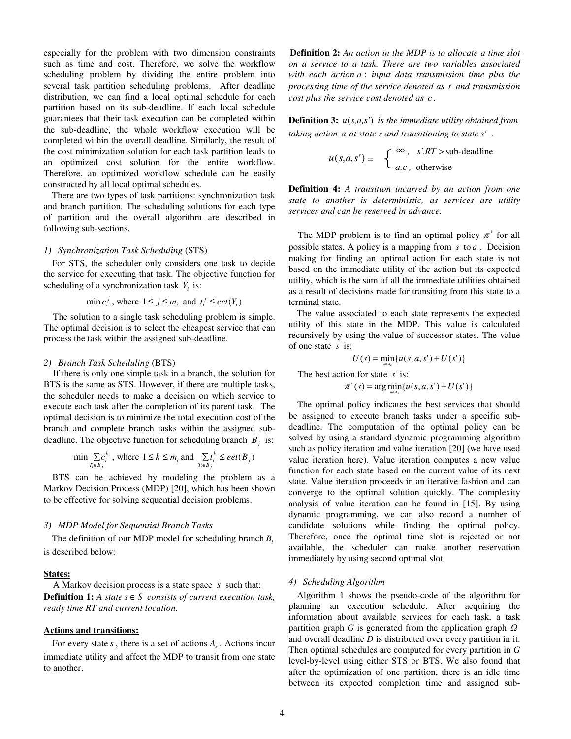especially for the problem with two dimension constraints such as time and cost. Therefore, we solve the workflow scheduling problem by dividing the entire problem into several task partition scheduling problems. After deadline distribution, we can find a local optimal schedule for each partition based on its sub-deadline. If each local schedule guarantees that their task execution can be completed within the sub-deadline, the whole workflow execution will be completed within the overall deadline. Similarly, the result of the cost minimization solution for each task partition leads to an optimized cost solution for the entire workflow. Therefore, an optimized workflow schedule can be easily constructed by all local optimal schedules.

There are two types of task partitions: synchronization task and branch partition. The scheduling solutions for each type of partition and the overall algorithm are described in following sub-sections.

*1) Synchronization Task Scheduling* (STS)

For STS, the scheduler only considers one task to decide the service for executing that task. The objective function for scheduling of a synchronization task $Y_i$ is:

$$\min c_i^j \text{, where } 1 \leq j \leq m_i \text{ and } t_i^j \leq eet(Y_i)$$

The solution to a single task scheduling problem is simple. The optimal decision is to select the cheapest service that can process the task within the assigned sub-deadline.

*2) Branch Task Scheduling* (BTS)

If there is only one simple task in a branch, the solution for BTS is the same as STS. However, if there are multiple tasks, the scheduler needs to make a decision on which service to execute each task after the completion of its parent task. The optimal decision is to minimize the total execution cost of the branch and complete branch tasks within the assigned sub-deadline. The objective function for scheduling branch $B_j$ is:

$$\min \sum_{T_i \in B_j} c_i^k \text{, where } 1 \leq k \leq m_i \text{ and } \sum_{T_i \in B_j} t_i^k \leq eet(B_j)$$

BTS can be achieved by modeling the problem as a Markov Decision Process (MDP) [20], which has been shown to be effective for solving sequential decision problems.

*3) MDP Model for Sequential Branch Tasks*

The definition of our MDP model for scheduling branch $B_i$ is described below:

**States:**

A Markov decision process is a state space $S$ such that:

**Definition 1:** *A state $s \in S$ consists of current execution task, ready time RT and current location.*

**Actions and transitions:**

For every state $s$, there is a set of actions $A_s$. Actions incur immediate utility and affect the MDP to transit from one state to another.

**Definition 2:** *An action in the MDP is to allocate a time slot on a service to a task. There are two variables associated with each action $a$: input data transmission time plus the processing time of the service denoted as $t$ and transmission cost plus the service cost denoted as $c$.*

**Definition 3:** *$u(s,a,s')$ is the immediate utility obtained from taking action $a$ at state $s$ and transitioning to state $s'$.*

$$u(s,a,s') = \begin{cases} \infty, & s'.RT > \text{sub-deadline} \\ a.c, & \text{otherwise} \end{cases}$$

**Definition 4:** *A transition incurred by an action from one state to another is deterministic, as services are utility services and can be reserved in advance.*

The MDP problem is to find an optimal policy $\pi^*$ for all possible states. A policy is a mapping from $s$ to $a$. Decision making for finding an optimal action for each state is not based on the immediate utility of the action but its expected utility, which is the sum of all the immediate utilities obtained as a result of decisions made for transiting from this state to a terminal state.

The value associated to each state represents the expected utility of this state in the MDP. This value is calculated recursively by using the value of successor states. The value of one state $s$ is:

$$U(s) = \min_{a \in A_s} \{u(s,a,s') + U(s')\}$$

The best action for state $s$ is:

$$\pi^*(s) = \arg\min_{a \in A_s} \{u(s,a,s') + U(s')\}$$

The optimal policy indicates the best services that should be assigned to execute branch tasks under a specific sub-deadline. The computation of the optimal policy can be solved by using a standard dynamic programming algorithm such as policy iteration and value iteration [20] (we have used value iteration here). Value iteration computes a new value function for each state based on the current value of its next state. Value iteration proceeds in an iterative fashion and can converge to the optimal solution quickly. The complexity analysis of value iteration can be found in [15]. By using dynamic programming, we can also record a number of candidate solutions while finding the optimal policy. Therefore, once the optimal time slot is rejected or not available, the scheduler can make another reservation immediately by using second optimal slot.

*4) Scheduling Algorithm*

Algorithm 1 shows the pseudo-code of the algorithm for planning an execution schedule. After acquiring the information about available services for each task, a task partition graph *G* is generated from the application graph $\Omega$ and overall deadline *D* is distributed over every partition in it. Then optimal schedules are computed for every partition in *G* level-by-level using either STS or BTS. We also found that after the optimization of one partition, there is an idle time between its expected completion time and assigned sub-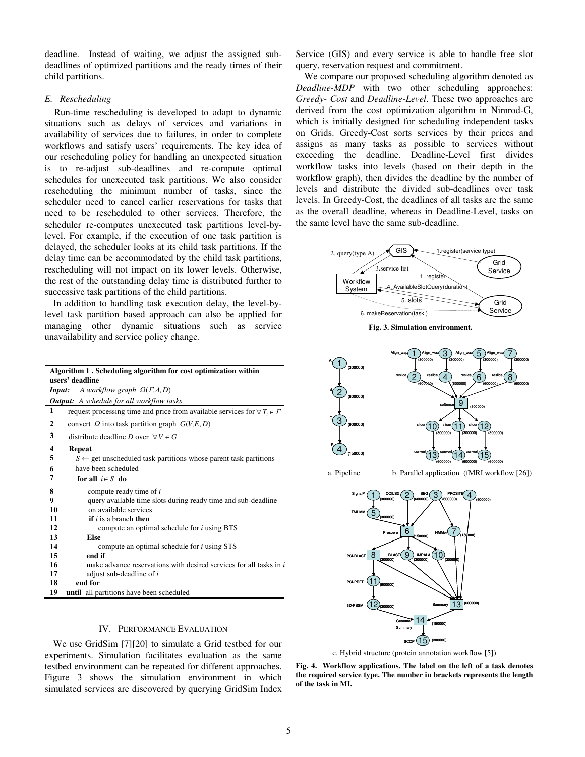deadline. Instead of waiting, we adjust the assigned sub-deadlines of optimized partitions and the ready times of their child partitions.

### E. Rescheduling

Run-time rescheduling is developed to adapt to dynamic situations such as delays of services and variations in availability of services due to failures, in order to complete workflows and satisfy users' requirements. The key idea of our rescheduling policy for handling an unexpected situation is to re-adjust sub-deadlines and re-compute optimal schedules for unexecuted task partitions. We also consider rescheduling the minimum number of tasks, since the scheduler need to cancel earlier reservations for tasks that need to be rescheduled to other services. Therefore, the scheduler re-computes unexecuted task partitions level-by-level. For example, if the execution of one task partition is delayed, the scheduler looks at its child task partitions. If the delay time can be accommodated by the child task partitions, rescheduling will not impact on its lower levels. Otherwise, the rest of the outstanding delay time is distributed further to successive task partitions of the child partitions.

In addition to handling task execution delay, the level-by-level task partition based approach can also be applied for managing other dynamic situations such as service unavailability and service policy change.

**Algorithm 1 . Scheduling algorithm for cost optimization within users' deadline**

***Input:*** *A workflow graph* $\Omega(\Gamma, \Lambda, D)$

***Output:*** *A schedule for all workflow tasks*

```
1   request processing time and price from available services for ∀T_i ∈ Γ
2   convert Ω into task partition graph G(V,E,D)
3   distribute deadline D over ∀V_i ∈ G
4   Repeat
5     S ← get unscheduled task partitions whose parent task partitions
6     have been scheduled
7     for all i ∈ S do
8         compute ready time of i
9         query available time slots during ready time and sub-deadline
10        on available services
11        if i is a branch then
12            compute an optimal schedule for i using BTS
13        Else
14            compute an optimal schedule for i using STS
15        end if
16        make advance reservations with desired services for all tasks in i
17        adjust sub-deadline of i
18    end for
19  until all partitions have been scheduled
```

## IV. Performance Evaluation

We use GridSim [7][20] to simulate a Grid testbed for our experiments. Simulation facilitates evaluation as the same testbed environment can be repeated for different approaches. Figure 3 shows the simulation environment in which simulated services are discovered by querying GridSim Index Service (GIS) and every service is able to handle free slot query, reservation request and commitment.

We compare our proposed scheduling algorithm denoted as *Deadline-MDP* with two other scheduling approaches: *Greedy- Cost* and *Deadline-Level*. These two approaches are derived from the cost optimization algorithm in Nimrod-G, which is initially designed for scheduling independent tasks on Grids. Greedy-Cost sorts services by their prices and assigns as many tasks as possible to services without exceeding the deadline. Deadline-Level first divides workflow tasks into levels (based on their depth in the workflow graph), then divides the deadline by the number of levels and distribute the divided sub-deadlines over task levels. In Greedy-Cost, the deadlines of all tasks are the same as the overall deadline, whereas in Deadline-Level, tasks on the same level have the same sub-deadline.

**Fig. 3. Simulation environment.**

a. Pipeline    b. Parallel application (fMRI workflow [26])

c. Hybrid structure (protein annotation workflow [5])

**Fig. 4. Workflow applications. The label on the left of a task denotes the required service type. The number in brackets represents the length of the task in MI.**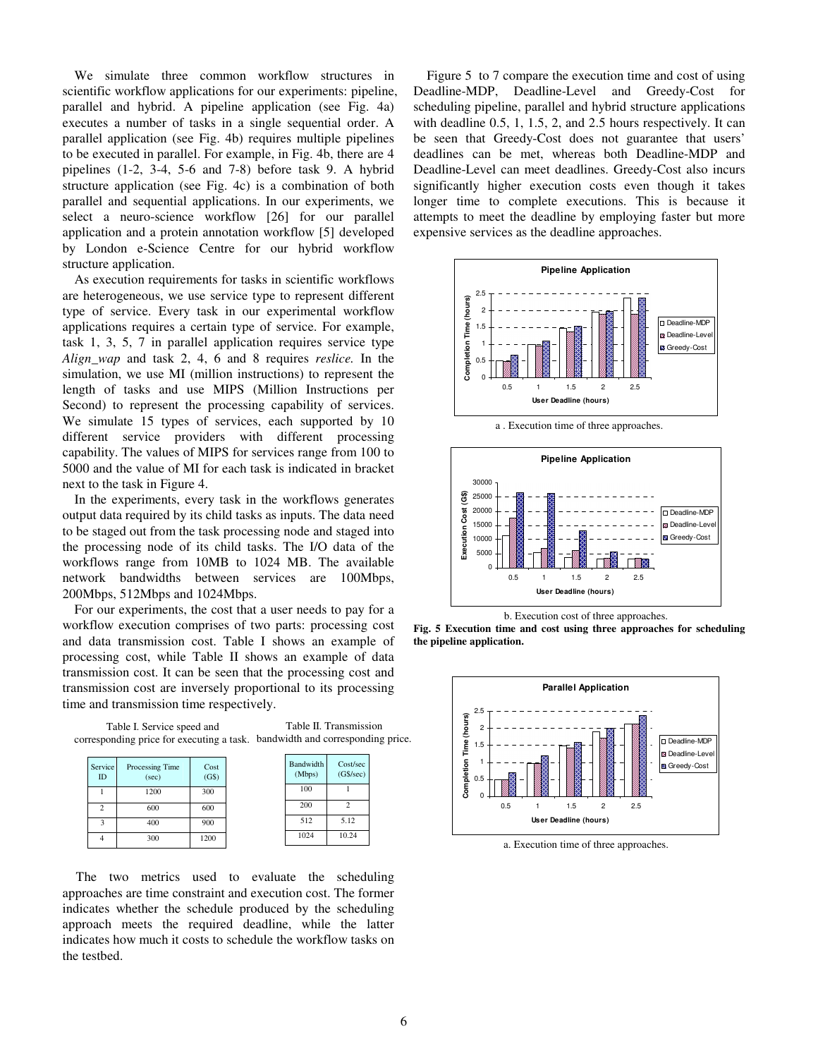We simulate three common workflow structures in scientific workflow applications for our experiments: pipeline, parallel and hybrid. A pipeline application (see Fig. 4a) executes a number of tasks in a single sequential order. A parallel application (see Fig. 4b) requires multiple pipelines to be executed in parallel. For example, in Fig. 4b, there are 4 pipelines (1-2, 3-4, 5-6 and 7-8) before task 9. A hybrid structure application (see Fig. 4c) is a combination of both parallel and sequential applications. In our experiments, we select a neuro-science workflow [26] for our parallel application and a protein annotation workflow [5] developed by London e-Science Centre for our hybrid workflow structure application.

As execution requirements for tasks in scientific workflows are heterogeneous, we use service type to represent different type of service. Every task in our experimental workflow applications requires a certain type of service. For example, task 1, 3, 5, 7 in parallel application requires service type *Align_wap* and task 2, 4, 6 and 8 requires *reslice.* In the simulation, we use MI (million instructions) to represent the length of tasks and use MIPS (Million Instructions per Second) to represent the processing capability of services. We simulate 15 types of services, each supported by 10 different service providers with different processing capability. The values of MIPS for services range from 100 to 5000 and the value of MI for each task is indicated in bracket next to the task in Figure 4.

In the experiments, every task in the workflows generates output data required by its child tasks as inputs. The data need to be staged out from the task processing node and staged into the processing node of its child tasks. The I/O data of the workflows range from 10MB to 1024 MB. The available network bandwidths between services are 100Mbps, 200Mbps, 512Mbps and 1024Mbps.

For our experiments, the cost that a user needs to pay for a workflow execution comprises of two parts: processing cost and data transmission cost. Table I shows an example of processing cost, while Table II shows an example of data transmission cost. It can be seen that the processing cost and transmission cost are inversely proportional to its processing time and transmission time respectively.

Table I. Service speed and corresponding price for executing a task.

| Service ID | Processing Time (sec) | Cost (G$) |
| --- | --- | --- |
| 1 | 1200 | 300 |
| 2 | 600 | 600 |
| 3 | 400 | 900 |
| 4 | 300 | 1200 |

Table II. Transmission bandwidth and corresponding price.

| Bandwidth (Mbps) | Cost/sec (G$/sec) |
| --- | --- |
| 100 | 1 |
| 200 | 2 |
| 512 | 5.12 |
| 1024 | 10.24 |

The two metrics used to evaluate the scheduling approaches are time constraint and execution cost. The former indicates whether the schedule produced by the scheduling approach meets the required deadline, while the latter indicates how much it costs to schedule the workflow tasks on the testbed.

Figure 5 to 7 compare the execution time and cost of using Deadline-MDP, Deadline-Level and Greedy-Cost for scheduling pipeline, parallel and hybrid structure applications with deadline 0.5, 1, 1.5, 2, and 2.5 hours respectively. It can be seen that Greedy-Cost does not guarantee that users' deadlines can be met, whereas both Deadline-MDP and Deadline-Level can meet deadlines. Greedy-Cost also incurs significantly higher execution costs even though it takes longer time to complete executions. This is because it attempts to meet the deadline by employing faster but more expensive services as the deadline approaches.

a . Execution time of three approaches.

b. Execution cost of three approaches.

**Fig. 5 Execution time and cost using three approaches for scheduling the pipeline application.**

a. Execution time of three approaches.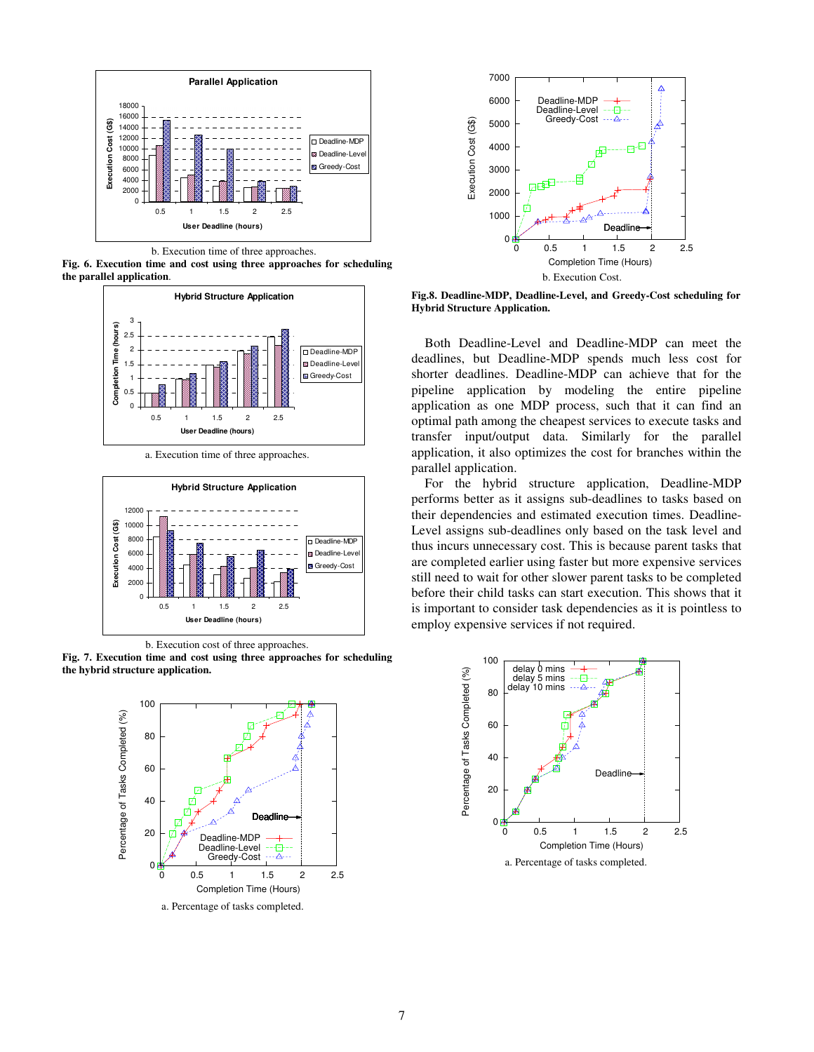b. Execution time of three approaches.

**Fig. 6. Execution time and cost using three approaches for scheduling the parallel application.**

a. Execution time of three approaches.

b. Execution cost of three approaches.

**Fig. 7. Execution time and cost using three approaches for scheduling the hybrid structure application.**

a. Percentage of tasks completed.

b. Execution Cost.

**Fig.8. Deadline-MDP, Deadline-Level, and Greedy-Cost scheduling for Hybrid Structure Application.**

Both Deadline-Level and Deadline-MDP can meet the deadlines, but Deadline-MDP spends much less cost for shorter deadlines. Deadline-MDP can achieve that for the pipeline application by modeling the entire pipeline application as one MDP process, such that it can find an optimal path among the cheapest services to execute tasks and transfer input/output data. Similarly for the parallel application, it also optimizes the cost for branches within the parallel application.

For the hybrid structure application, Deadline-MDP performs better as it assigns sub-deadlines to tasks based on their dependencies and estimated execution times. Deadline-Level assigns sub-deadlines only based on the task level and thus incurs unnecessary cost. This is because parent tasks that are completed earlier using faster but more expensive services still need to wait for other slower parent tasks to be completed before their child tasks can start execution. This shows that it is important to consider task dependencies as it is pointless to employ expensive services if not required.

a. Percentage of tasks completed.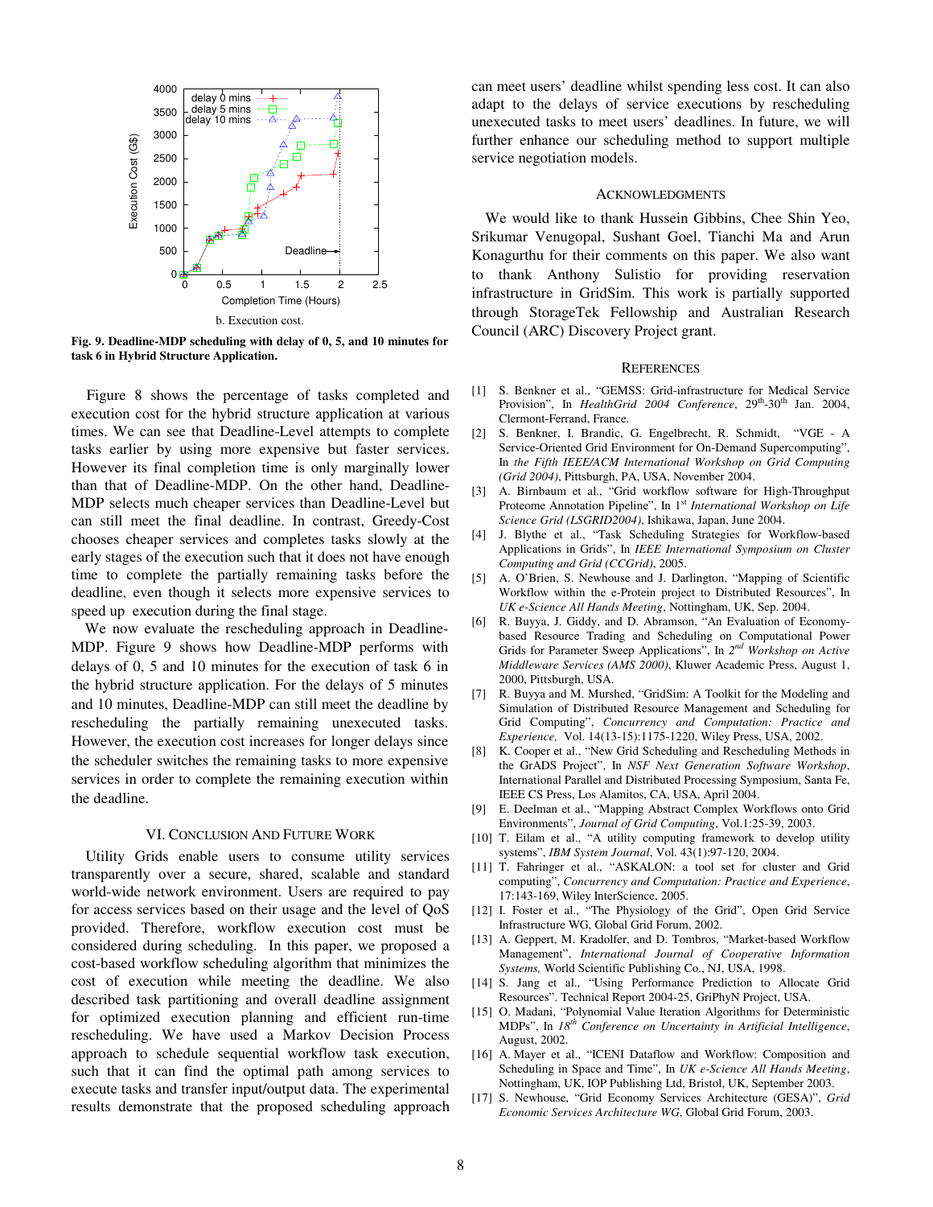4000
3500
3000
2500
2000
1500
1000
500
0

Execution Cost (G$)

0 0.5 1 1.5 2 2.5

Completion Time (Hours)

delay 0 mins
delay 5 mins
delay 10 mins

Deadline

b. Execution cost.

**Fig. 9. Deadline-MDP scheduling with delay of 0, 5, and 10 minutes for task 6 in Hybrid Structure Application.**

Figure 8 shows the percentage of tasks completed and execution cost for the hybrid structure application at various times. We can see that Deadline-Level attempts to complete tasks earlier by using more expensive but faster services. However its final completion time is only marginally lower than that of Deadline-MDP. On the other hand, Deadline-MDP selects much cheaper services than Deadline-Level but can still meet the final deadline. In contrast, Greedy-Cost chooses cheaper services and completes tasks slowly at the early stages of the execution such that it does not have enough time to complete the partially remaining tasks before the deadline, even though it selects more expensive services to speed up execution during the final stage.

We now evaluate the rescheduling approach in Deadline-MDP. Figure 9 shows how Deadline-MDP performs with delays of 0, 5 and 10 minutes for the execution of task 6 in the hybrid structure application. For the delays of 5 minutes and 10 minutes, Deadline-MDP can still meet the deadline by rescheduling the partially remaining unexecuted tasks. However, the execution cost increases for longer delays since the scheduler switches the remaining tasks to more expensive services in order to complete the remaining execution within the deadline.

## VI. Conclusion And Future Work

Utility Grids enable users to consume utility services transparently over a secure, shared, scalable and standard world-wide network environment. Users are required to pay for access services based on their usage and the level of QoS provided. Therefore, workflow execution cost must be considered during scheduling. In this paper, we proposed a cost-based workflow scheduling algorithm that minimizes the cost of execution while meeting the deadline. We also described task partitioning and overall deadline assignment for optimized execution planning and efficient run-time rescheduling. We have used a Markov Decision Process approach to schedule sequential workflow task execution, such that it can find the optimal path among services to execute tasks and transfer input/output data. The experimental results demonstrate that the proposed scheduling approach can meet users' deadline whilst spending less cost. It can also adapt to the delays of service executions by rescheduling unexecuted tasks to meet users' deadlines. In future, we will further enhance our scheduling method to support multiple service negotiation models.

## Acknowledgments

We would like to thank Hussein Gibbins, Chee Shin Yeo, Srikumar Venugopal, Sushant Goel, Tianchi Ma and Arun Konagurthu for their comments on this paper. We also want to thank Anthony Sulistio for providing reservation infrastructure in GridSim. This work is partially supported through StorageTek Fellowship and Australian Research Council (ARC) Discovery Project grant.

## References

[1] S. Benkner et al., "GEMSS: Grid-infrastructure for Medical Service Provision", In *HealthGrid 2004 Conference*, 29th-30th Jan. 2004, Clermont-Ferrand, France.

[2] S. Benkner, I. Brandic, G. Engelbrecht, R. Schmidt, "VGE - A Service-Oriented Grid Environment for On-Demand Supercomputing", In *the Fifth IEEE/ACM International Workshop on Grid Computing (Grid 2004)*, Pittsburgh, PA, USA, November 2004.

[3] A. Birnbaum et al., "Grid workflow software for High-Throughput Proteome Annotation Pipeline", In 1st *International Workshop on Life Science Grid (LSGRID2004)*, Ishikawa, Japan, June 2004.

[4] J. Blythe et al., "Task Scheduling Strategies for Workflow-based Applications in Grids", In *IEEE International Symposium on Cluster Computing and Grid (CCGrid)*, 2005.

[5] A. O'Brien, S. Newhouse and J. Darlington, "Mapping of Scientific Workflow within the e-Protein project to Distributed Resources", In *UK e-Science All Hands Meeting*, Nottingham, UK, Sep. 2004.

[6] R. Buyya, J. Giddy, and D. Abramson, "An Evaluation of Economy-based Resource Trading and Scheduling on Computational Power Grids for Parameter Sweep Applications", In *2nd Workshop on Active Middleware Services (AMS 2000)*, Kluwer Academic Press, August 1, 2000, Pittsburgh, USA.

[7] R. Buyya and M. Murshed, "GridSim: A Toolkit for the Modeling and Simulation of Distributed Resource Management and Scheduling for Grid Computing", *Concurrency and Computation: Practice and Experience,* Vol. 14(13-15):1175-1220, Wiley Press, USA, 2002.

[8] K. Cooper et al., "New Grid Scheduling and Rescheduling Methods in the GrADS Project", In *NSF Next Generation Software Workshop*, International Parallel and Distributed Processing Symposium, Santa Fe, IEEE CS Press, Los Alamitos, CA, USA, April 2004.

[9] E. Deelman et al., "Mapping Abstract Complex Workflows onto Grid Environments", *Journal of Grid Computing*, Vol.1:25-39, 2003.

[10] T. Eilam et al., "A utility computing framework to develop utility systems", *IBM System Journal*, Vol. 43(1):97-120, 2004.

[11] T. Fahringer et al., "ASKALON: a tool set for cluster and Grid computing", *Concurrency and Computation: Practice and Experience*, 17:143-169, Wiley InterScience, 2005.

[12] I. Foster et al., "The Physiology of the Grid", Open Grid Service Infrastructure WG, Global Grid Forum, 2002.

[13] A. Geppert, M. Kradolfer, and D. Tombros, "Market-based Workflow Management", *International Journal of Cooperative Information Systems,* World Scientific Publishing Co., NJ, USA, 1998.

[14] S. Jang et al., "Using Performance Prediction to Allocate Grid Resources". Technical Report 2004-25, GriPhyN Project, USA.

[15] O. Madani, "Polynomial Value Iteration Algorithms for Deterministic MDPs", In *18th Conference on Uncertainty in Artificial Intelligence*, August, 2002.

[16] A. Mayer et al., "ICENI Dataflow and Workflow: Composition and Scheduling in Space and Time", In *UK e-Science All Hands Meeting*, Nottingham, UK, IOP Publishing Ltd, Bristol, UK, September 2003.

[17] S. Newhouse, "Grid Economy Services Architecture (GESA)", *Grid Economic Services Architecture WG*, Global Grid Forum, 2003.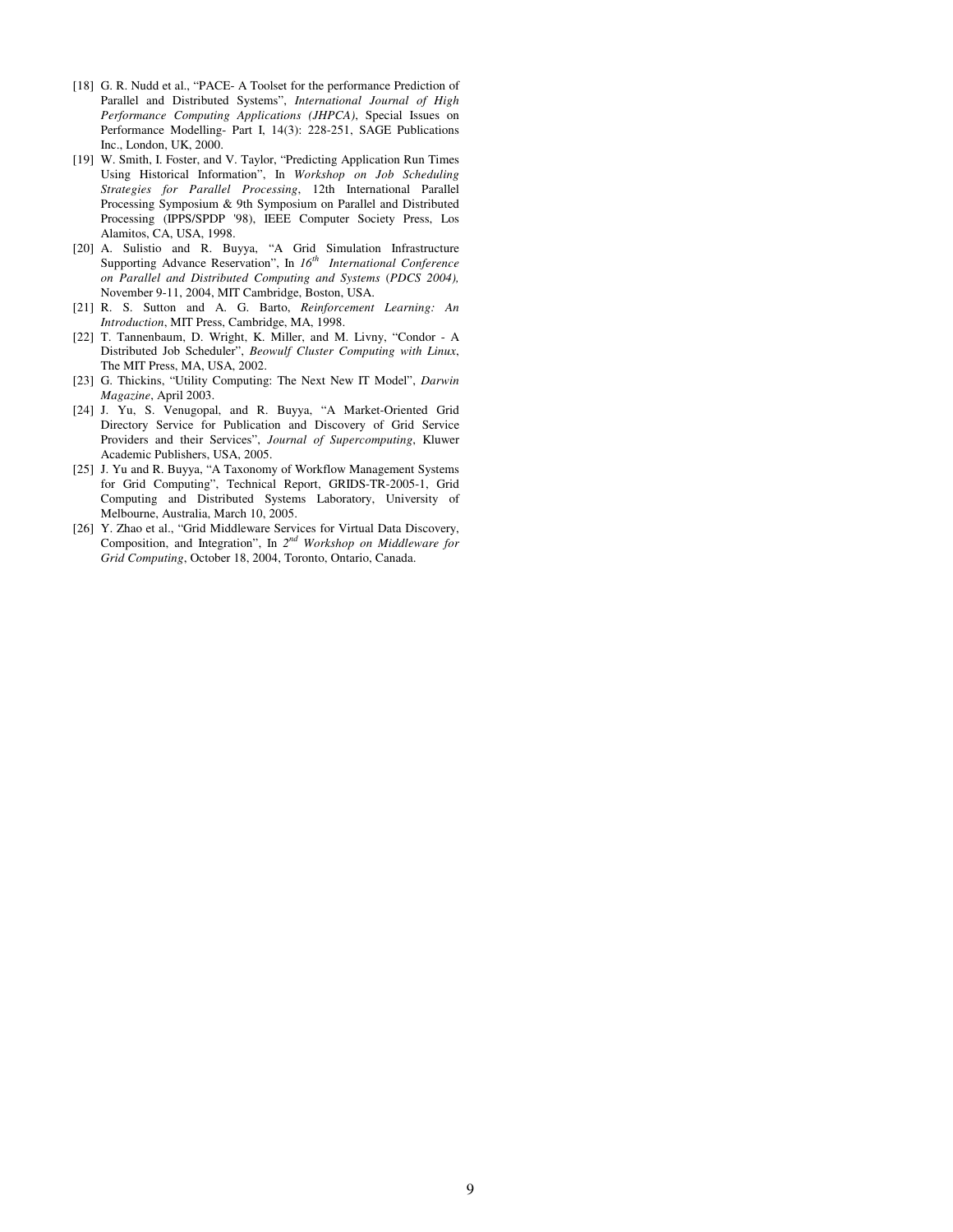[18] G. R. Nudd et al., "PACE- A Toolset for the performance Prediction of Parallel and Distributed Systems", *International Journal of High Performance Computing Applications (JHPCA)*, Special Issues on Performance Modelling- Part I, 14(3): 228-251, SAGE Publications Inc., London, UK, 2000.

[19] W. Smith, I. Foster, and V. Taylor, "Predicting Application Run Times Using Historical Information", In *Workshop on Job Scheduling Strategies for Parallel Processing*, 12th International Parallel Processing Symposium & 9th Symposium on Parallel and Distributed Processing (IPPS/SPDP '98), IEEE Computer Society Press, Los Alamitos, CA, USA, 1998.

[20] A. Sulistio and R. Buyya, "A Grid Simulation Infrastructure Supporting Advance Reservation", In *16th International Conference on Parallel and Distributed Computing and Systems* (*PDCS 2004),* November 9-11, 2004, MIT Cambridge, Boston, USA.

[21] R. S. Sutton and A. G. Barto, *Reinforcement Learning: An Introduction*, MIT Press, Cambridge, MA, 1998.

[22] T. Tannenbaum, D. Wright, K. Miller, and M. Livny, "Condor - A Distributed Job Scheduler", *Beowulf Cluster Computing with Linux*, The MIT Press, MA, USA, 2002.

[23] G. Thickins, "Utility Computing: The Next New IT Model", *Darwin Magazine*, April 2003.

[24] J. Yu, S. Venugopal, and R. Buyya, "A Market-Oriented Grid Directory Service for Publication and Discovery of Grid Service Providers and their Services", *Journal of Supercomputing*, Kluwer Academic Publishers, USA, 2005.

[25] J. Yu and R. Buyya, "A Taxonomy of Workflow Management Systems for Grid Computing", Technical Report, GRIDS-TR-2005-1, Grid Computing and Distributed Systems Laboratory, University of Melbourne, Australia, March 10, 2005.

[26] Y. Zhao et al., "Grid Middleware Services for Virtual Data Discovery, Composition, and Integration", In *2nd Workshop on Middleware for Grid Computing*, October 18, 2004, Toronto, Ontario, Canada.